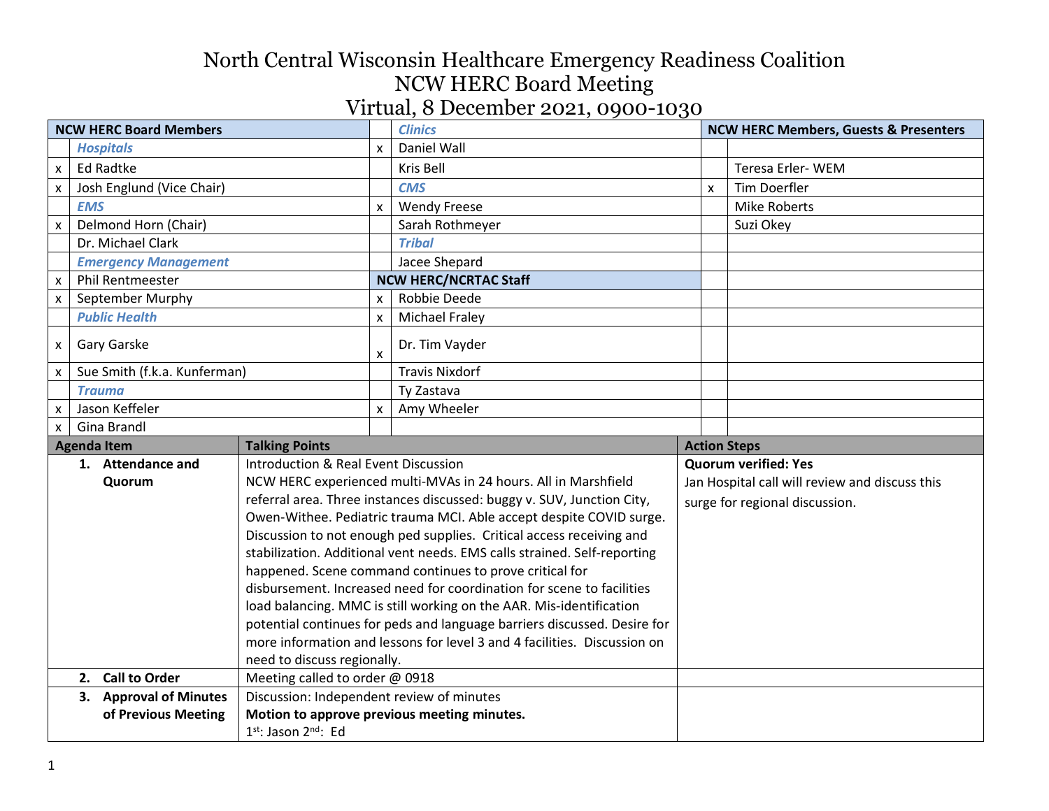# North Central Wisconsin Healthcare Emergency Readiness Coalition
## NCW HERC Board Meeting
## Virtual, 8 December 2021, 0900-1030

| | NCW HERC Board Members | | Clinics | | NCW HERC Members, Guests & Presenters |
|---|---|---|---|---|---|
| | ***Hospitals*** | x | Daniel Wall | | |
| x | Ed Radtke | | Kris Bell | | Teresa Erler- WEM |
| x | Josh Englund (Vice Chair) | | ***CMS*** | x | Tim Doerfler |
| | ***EMS*** | x | Wendy Freese | | Mike Roberts |
| x | Delmond Horn (Chair) | | Sarah Rothmeyer | | Suzi Okey |
| | Dr. Michael Clark | | ***Tribal*** | | |
| | ***Emergency Management*** | | Jacee Shepard | | |
| x | Phil Rentmeester | | **NCW HERC/NCRTAC Staff** | | |
| x | September Murphy | x | Robbie Deede | | |
| | ***Public Health*** | x | Michael Fraley | | |
| x | Gary Garske | x | Dr. Tim Vayder | | |
| x | Sue Smith (f.k.a. Kunferman) | | Travis Nixdorf | | |
| | ***Trauma*** | | Ty Zastava | | |
| x | Jason Keffeler | x | Amy Wheeler | | |
| x | Gina Brandl | | | | |

| Agenda Item | Talking Points | Action Steps |
|---|---|---|
| **1. Attendance and Quorum** | Introduction & Real Event Discussion<br>NCW HERC experienced multi-MVAs in 24 hours. All in Marshfield referral area. Three instances discussed: buggy v. SUV, Junction City, Owen-Withee. Pediatric trauma MCI. Able accept despite COVID surge. Discussion to not enough ped supplies. Critical access receiving and stabilization. Additional vent needs. EMS calls strained. Self-reporting happened. Scene command continues to prove critical for disbursement. Increased need for coordination for scene to facilities load balancing. MMC is still working on the AAR. Mis-identification potential continues for peds and language barriers discussed. Desire for more information and lessons for level 3 and 4 facilities. Discussion on need to discuss regionally. | **Quorum verified: Yes**<br>Jan Hospital call will review and discuss this surge for regional discussion. |
| **2. Call to Order** | Meeting called to order @ 0918 | |
| **3. Approval of Minutes of Previous Meeting** | Discussion: Independent review of minutes<br>**Motion to approve previous meeting minutes.**<br>1st: Jason 2nd: Ed | |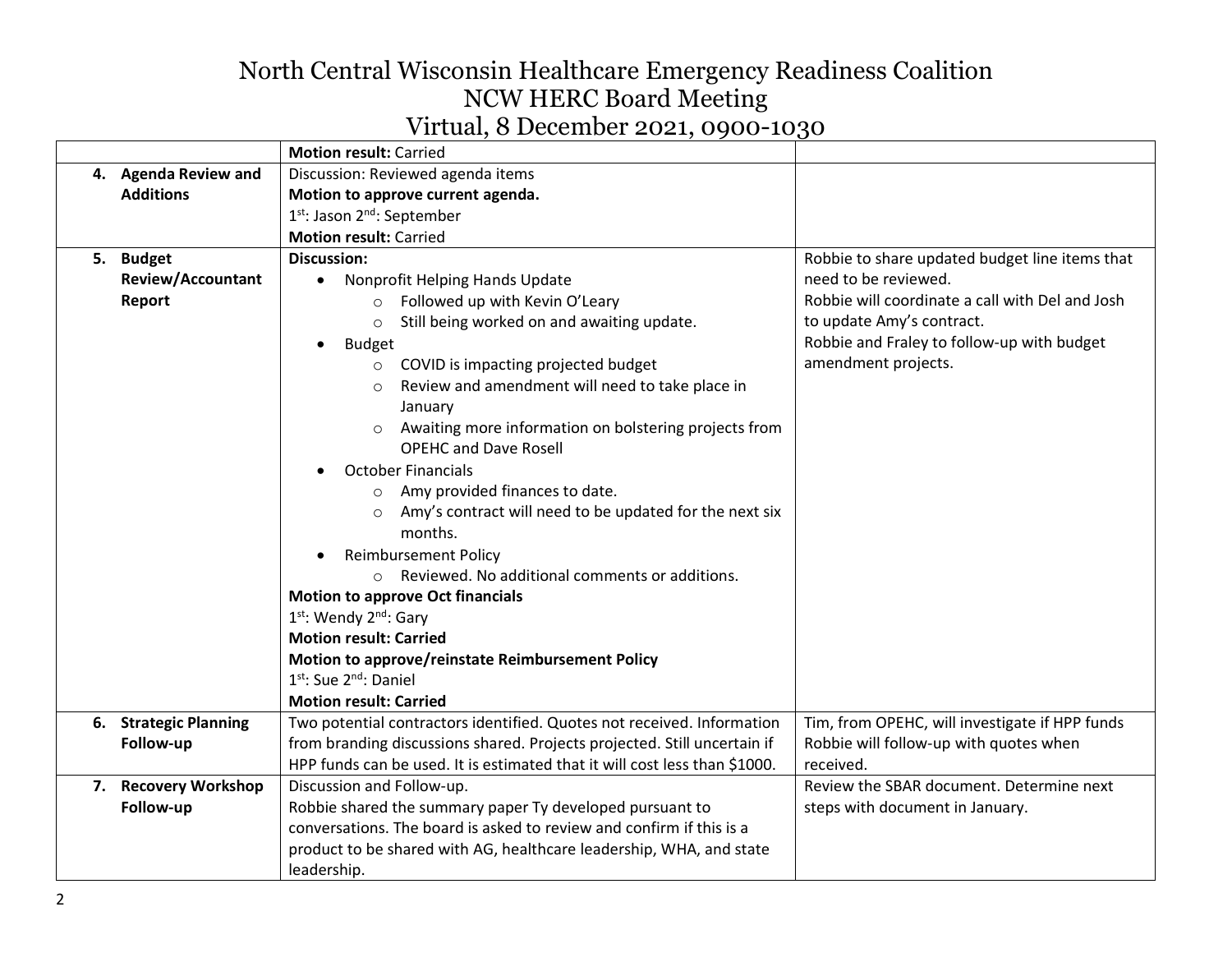# North Central Wisconsin Healthcare Emergency Readiness Coalition
## NCW HERC Board Meeting
## Virtual, 8 December 2021, 0900-1030

| | | |
|---|---|---|
| | **Motion result:** Carried | |
| **4. Agenda Review and Additions** | Discussion: Reviewed agenda items<br>**Motion to approve current agenda.**<br>1st: Jason 2nd: September<br>**Motion result:** Carried | |
| **5. Budget Review/Accountant Report** | **Discussion:**<br>• Nonprofit Helping Hands Update<br>&nbsp;&nbsp;○ Followed up with Kevin O'Leary<br>&nbsp;&nbsp;○ Still being worked on and awaiting update.<br>• Budget<br>&nbsp;&nbsp;○ COVID is impacting projected budget<br>&nbsp;&nbsp;○ Review and amendment will need to take place in January<br>&nbsp;&nbsp;○ Awaiting more information on bolstering projects from OPEHC and Dave Rosell<br>• October Financials<br>&nbsp;&nbsp;○ Amy provided finances to date.<br>&nbsp;&nbsp;○ Amy's contract will need to be updated for the next six months.<br>• Reimbursement Policy<br>&nbsp;&nbsp;○ Reviewed. No additional comments or additions.<br>**Motion to approve Oct financials**<br>1st: Wendy 2nd: Gary<br>**Motion result: Carried**<br>**Motion to approve/reinstate Reimbursement Policy**<br>1st: Sue 2nd: Daniel<br>**Motion result: Carried** | Robbie to share updated budget line items that need to be reviewed.<br>Robbie will coordinate a call with Del and Josh to update Amy's contract.<br>Robbie and Fraley to follow-up with budget amendment projects. |
| **6. Strategic Planning Follow-up** | Two potential contractors identified. Quotes not received. Information from branding discussions shared. Projects projected. Still uncertain if HPP funds can be used. It is estimated that it will cost less than $1000. | Tim, from OPEHC, will investigate if HPP funds<br>Robbie will follow-up with quotes when received. |
| **7. Recovery Workshop Follow-up** | Discussion and Follow-up.<br>Robbie shared the summary paper Ty developed pursuant to conversations. The board is asked to review and confirm if this is a product to be shared with AG, healthcare leadership, WHA, and state leadership. | Review the SBAR document. Determine next steps with document in January. |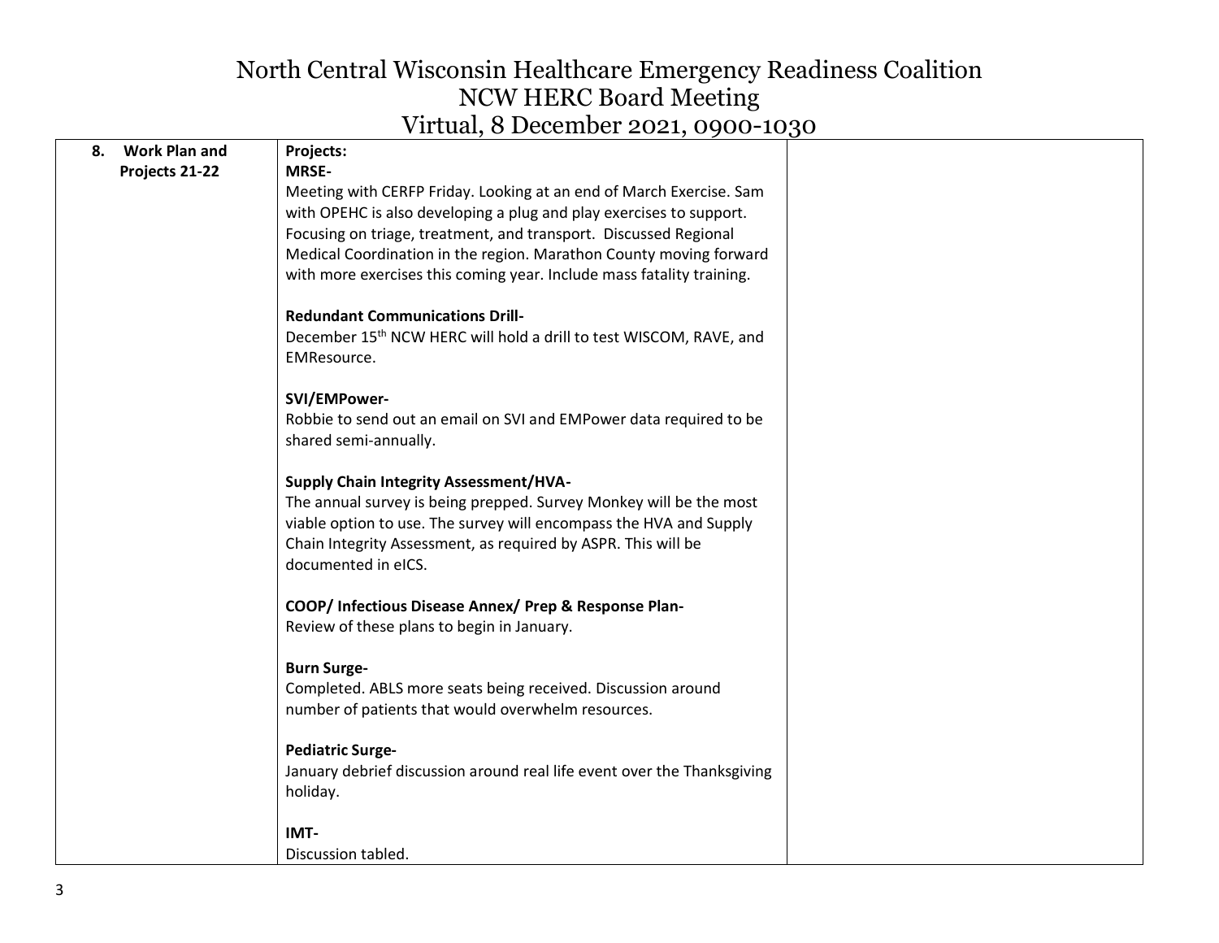# North Central Wisconsin Healthcare Emergency Readiness Coalition
## NCW HERC Board Meeting
### Virtual, 8 December 2021, 0900-1030

| | | |
|---|---|---|
| **8. Work Plan and Projects 21-22** | **Projects:**<br>**MRSE-**<br>Meeting with CERFP Friday. Looking at an end of March Exercise. Sam with OPEHC is also developing a plug and play exercises to support. Focusing on triage, treatment, and transport. Discussed Regional Medical Coordination in the region. Marathon County moving forward with more exercises this coming year. Include mass fatality training.<br><br>**Redundant Communications Drill-**<br>December 15th NCW HERC will hold a drill to test WISCOM, RAVE, and EMResource.<br><br>**SVI/EMPower-**<br>Robbie to send out an email on SVI and EMPower data required to be shared semi-annually.<br><br>**Supply Chain Integrity Assessment/HVA-**<br>The annual survey is being prepped. Survey Monkey will be the most viable option to use. The survey will encompass the HVA and Supply Chain Integrity Assessment, as required by ASPR. This will be documented in eICS.<br><br>**COOP/ Infectious Disease Annex/ Prep & Response Plan-**<br>Review of these plans to begin in January.<br><br>**Burn Surge-**<br>Completed. ABLS more seats being received. Discussion around number of patients that would overwhelm resources.<br><br>**Pediatric Surge-**<br>January debrief discussion around real life event over the Thanksgiving holiday.<br><br>**IMT-**<br>Discussion tabled. | |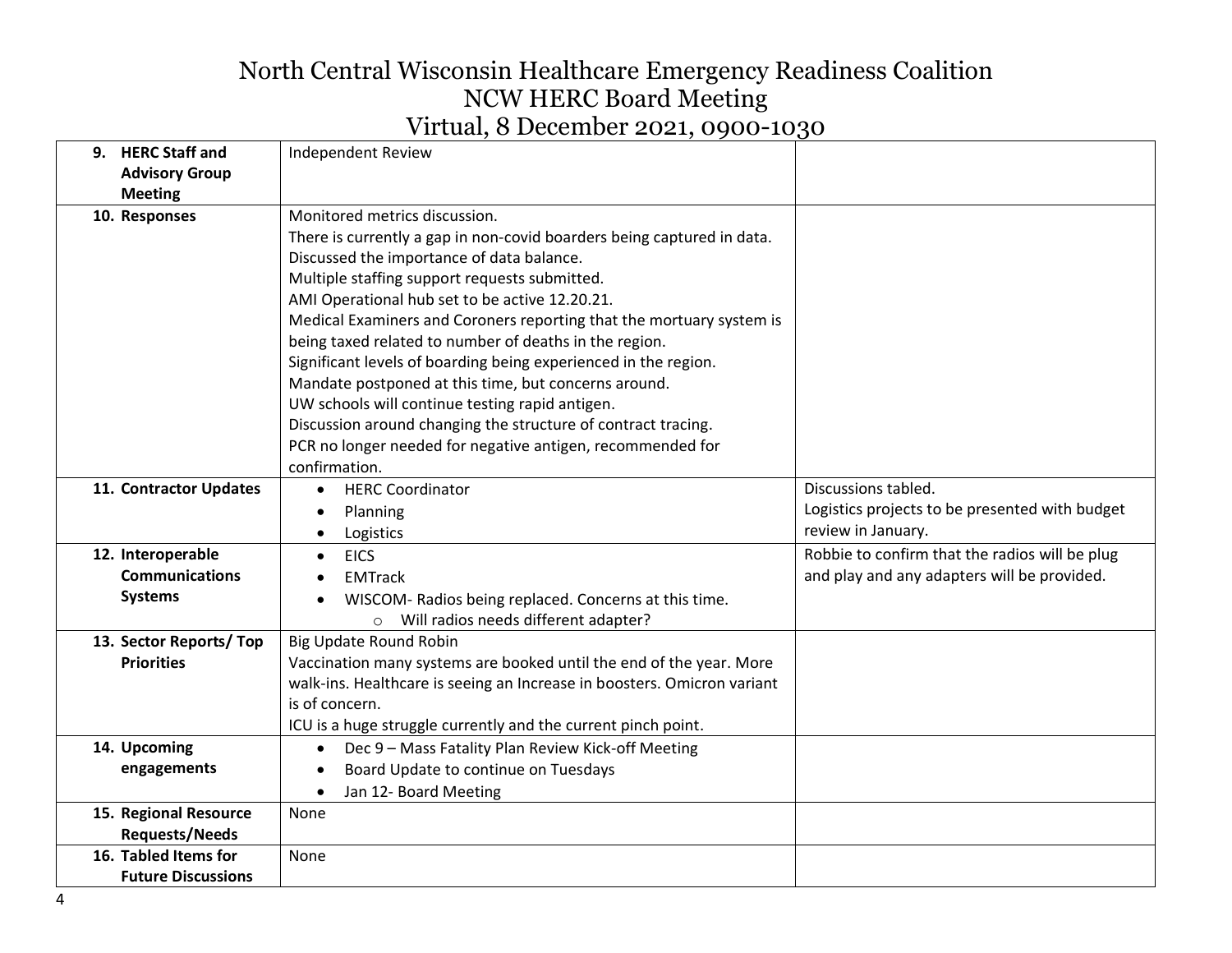# North Central Wisconsin Healthcare Emergency Readiness Coalition
## NCW HERC Board Meeting
### Virtual, 8 December 2021, 0900-1030

| | | |
|---|---|---|
| **9. HERC Staff and Advisory Group Meeting** | Independent Review | |
| **10. Responses** | Monitored metrics discussion.<br>There is currently a gap in non-covid boarders being captured in data.<br>Discussed the importance of data balance.<br>Multiple staffing support requests submitted.<br>AMI Operational hub set to be active 12.20.21.<br>Medical Examiners and Coroners reporting that the mortuary system is being taxed related to number of deaths in the region.<br>Significant levels of boarding being experienced in the region.<br>Mandate postponed at this time, but concerns around.<br>UW schools will continue testing rapid antigen.<br>Discussion around changing the structure of contract tracing.<br>PCR no longer needed for negative antigen, recommended for confirmation. | |
| **11. Contractor Updates** | • HERC Coordinator<br>• Planning<br>• Logistics | Discussions tabled.<br>Logistics projects to be presented with budget review in January. |
| **12. Interoperable Communications Systems** | • EICS<br>• EMTrack<br>• WISCOM- Radios being replaced. Concerns at this time.<br>  ○ Will radios needs different adapter? | Robbie to confirm that the radios will be plug and play and any adapters will be provided. |
| **13. Sector Reports/ Top Priorities** | Big Update Round Robin<br>Vaccination many systems are booked until the end of the year. More walk-ins. Healthcare is seeing an Increase in boosters. Omicron variant is of concern.<br>ICU is a huge struggle currently and the current pinch point. | |
| **14. Upcoming engagements** | • Dec 9 – Mass Fatality Plan Review Kick-off Meeting<br>• Board Update to continue on Tuesdays<br>• Jan 12- Board Meeting | |
| **15. Regional Resource Requests/Needs** | None | |
| **16. Tabled Items for Future Discussions** | None | |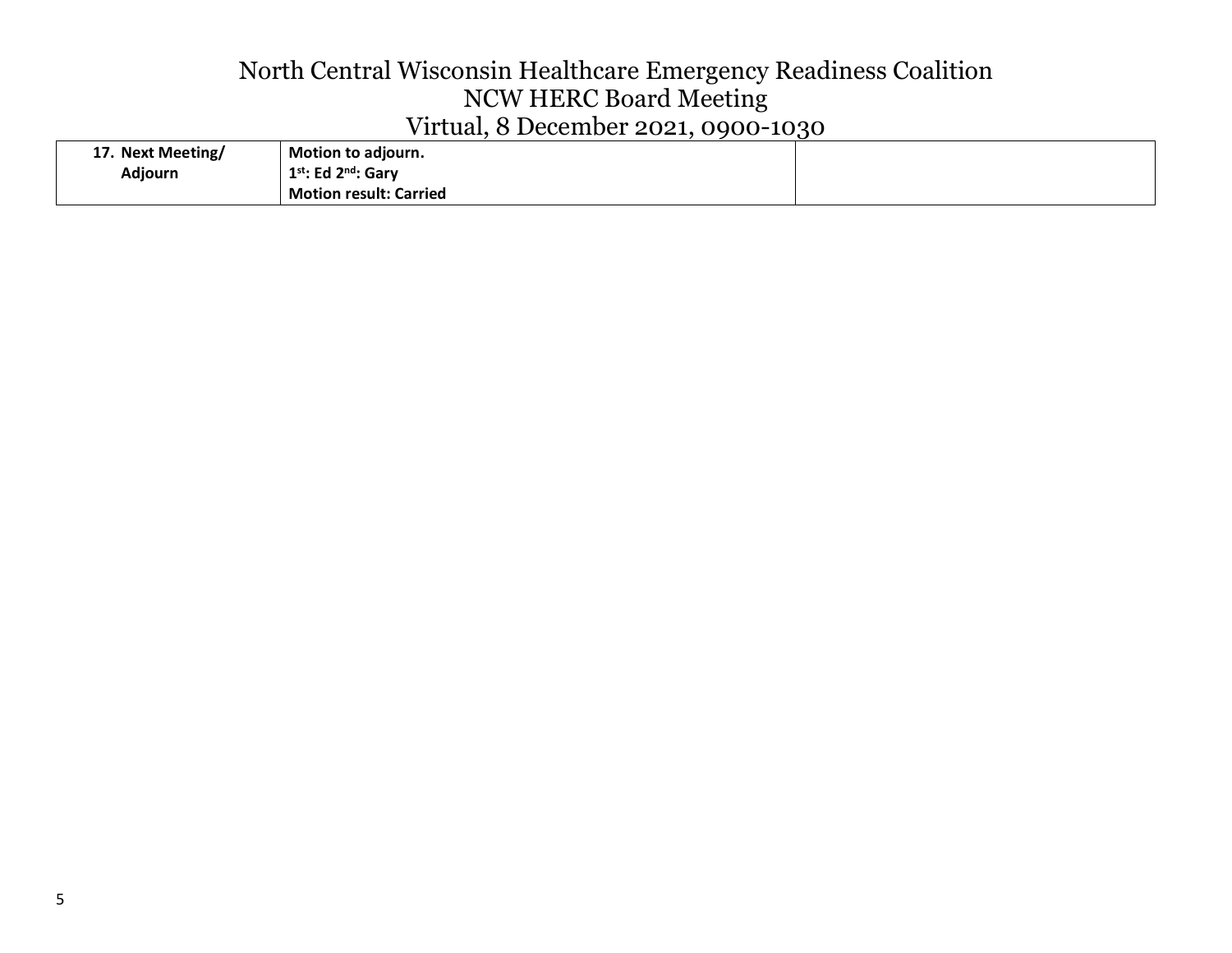# North Central Wisconsin Healthcare Emergency Readiness Coalition
## NCW HERC Board Meeting
## Virtual, 8 December 2021, 0900-1030

| | | |
|---|---|---|
| **17. Next Meeting/ Adjourn** | **Motion to adjourn.**<br>**1st: Ed 2nd: Gary**<br>**Motion result: Carried** | |